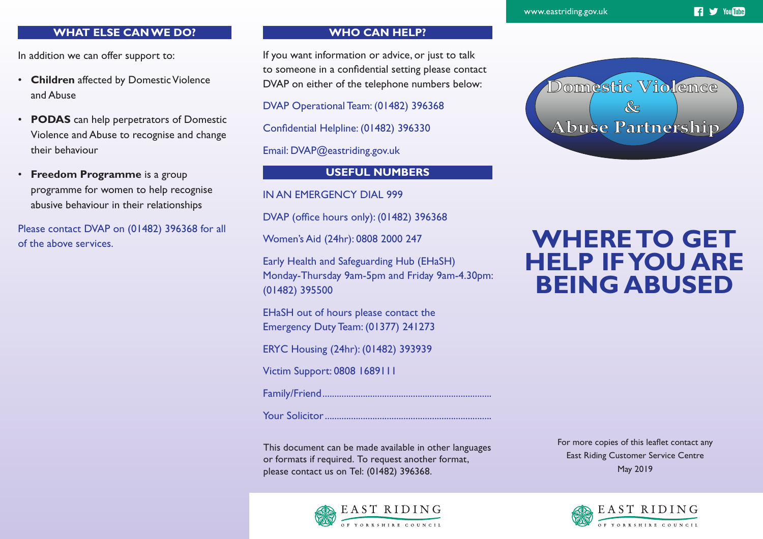## WHAT ELSE CAN WE DO?

In addition we can offer support to:

- **Children** affected by Domestic Violence and Abuse
- **PODAS** can help perpetrators of Domestic Violence and Abuse to recognise and change their behaviour
- **Freedom Programme** is a group programme for women to help recognise abusive behaviour in their relationships

Please contact DVAP on (01482) 396368 for all of the above services.

## WHO CAN HELP?

If you want information or advice, or just to talk to someone in a confidential setting please contact DVAP on either of the telephone numbers below:

DVAP Operational Team: (01482) 396368

Confidential Helpline: (01482) 396330

Email: DVAP@eastriding.gov.uk

## USEFUL NUMBERS

IN AN EMERGENCY DIAL 999

DVAP (office hours only): (01482) 396368

Women's Aid (24hr): 0808 2000 247

Early Health and Safeguarding Hub (EHaSH) Monday-Thursday 9am-5pm and Friday 9am-4.30pm: (01482) 395500

EHaSH out of hours please contact the Emergency Duty Team: (01377) 241273

ERYC Housing (24hr): (01482) 393939

Victim Support: 0808 1689111

Family/Friend.......................................................................

Your Solicitor.....................................................................

This document can be made available in other languages or formats if required. To request another format, please contact us on Tel: (01482) 396368.

EAST RIDING OF YORKSHIRE COUNCIL

www.eastriding.gov.uk

Domestic Violence & Abuse Partnership

# WHERE TO GET HELP IF YOU ARE BEING ABUSED

For more copies of this leaflet contact any East Riding Customer Service Centre
May 2019

EAST RIDING OF YORKSHIRE COUNCIL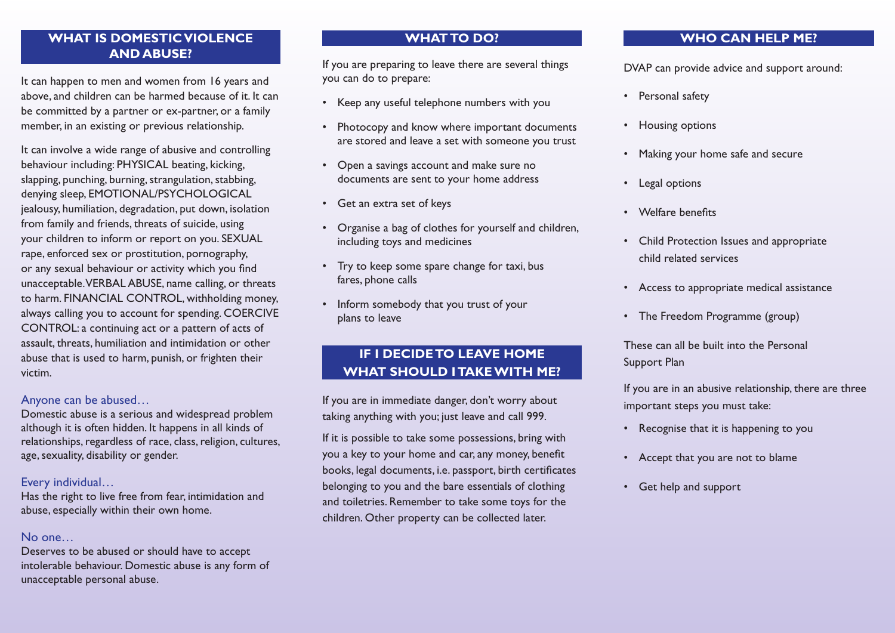## WHAT IS DOMESTIC VIOLENCE AND ABUSE?

It can happen to men and women from 16 years and above, and children can be harmed because of it. It can be committed by a partner or ex-partner, or a family member, in an existing or previous relationship.

It can involve a wide range of abusive and controlling behaviour including: PHYSICAL beating, kicking, slapping, punching, burning, strangulation, stabbing, denying sleep, EMOTIONAL/PSYCHOLOGICAL jealousy, humiliation, degradation, put down, isolation from family and friends, threats of suicide, using your children to inform or report on you. SEXUAL rape, enforced sex or prostitution, pornography, or any sexual behaviour or activity which you find unacceptable. VERBAL ABUSE, name calling, or threats to harm. FINANCIAL CONTROL, withholding money, always calling you to account for spending. COERCIVE CONTROL: a continuing act or a pattern of acts of assault, threats, humiliation and intimidation or other abuse that is used to harm, punish, or frighten their victim.

### Anyone can be abused…

Domestic abuse is a serious and widespread problem although it is often hidden. It happens in all kinds of relationships, regardless of race, class, religion, cultures, age, sexuality, disability or gender.

### Every individual…

Has the right to live free from fear, intimidation and abuse, especially within their own home.

### No one…

Deserves to be abused or should have to accept intolerable behaviour. Domestic abuse is any form of unacceptable personal abuse.

## WHAT TO DO?

If you are preparing to leave there are several things you can do to prepare:

- Keep any useful telephone numbers with you
- Photocopy and know where important documents are stored and leave a set with someone you trust
- Open a savings account and make sure no documents are sent to your home address
- Get an extra set of keys
- Organise a bag of clothes for yourself and children, including toys and medicines
- Try to keep some spare change for taxi, bus fares, phone calls
- Inform somebody that you trust of your plans to leave

## IF I DECIDE TO LEAVE HOME WHAT SHOULD I TAKE WITH ME?

If you are in immediate danger, don't worry about taking anything with you; just leave and call 999.

If it is possible to take some possessions, bring with you a key to your home and car, any money, benefit books, legal documents, i.e. passport, birth certificates belonging to you and the bare essentials of clothing and toiletries. Remember to take some toys for the children. Other property can be collected later.

## WHO CAN HELP ME?

DVAP can provide advice and support around:

- Personal safety
- Housing options
- Making your home safe and secure
- Legal options
- Welfare benefits
- Child Protection Issues and appropriate child related services
- Access to appropriate medical assistance
- The Freedom Programme (group)

These can all be built into the Personal Support Plan

If you are in an abusive relationship, there are three important steps you must take:

- Recognise that it is happening to you
- Accept that you are not to blame
- Get help and support